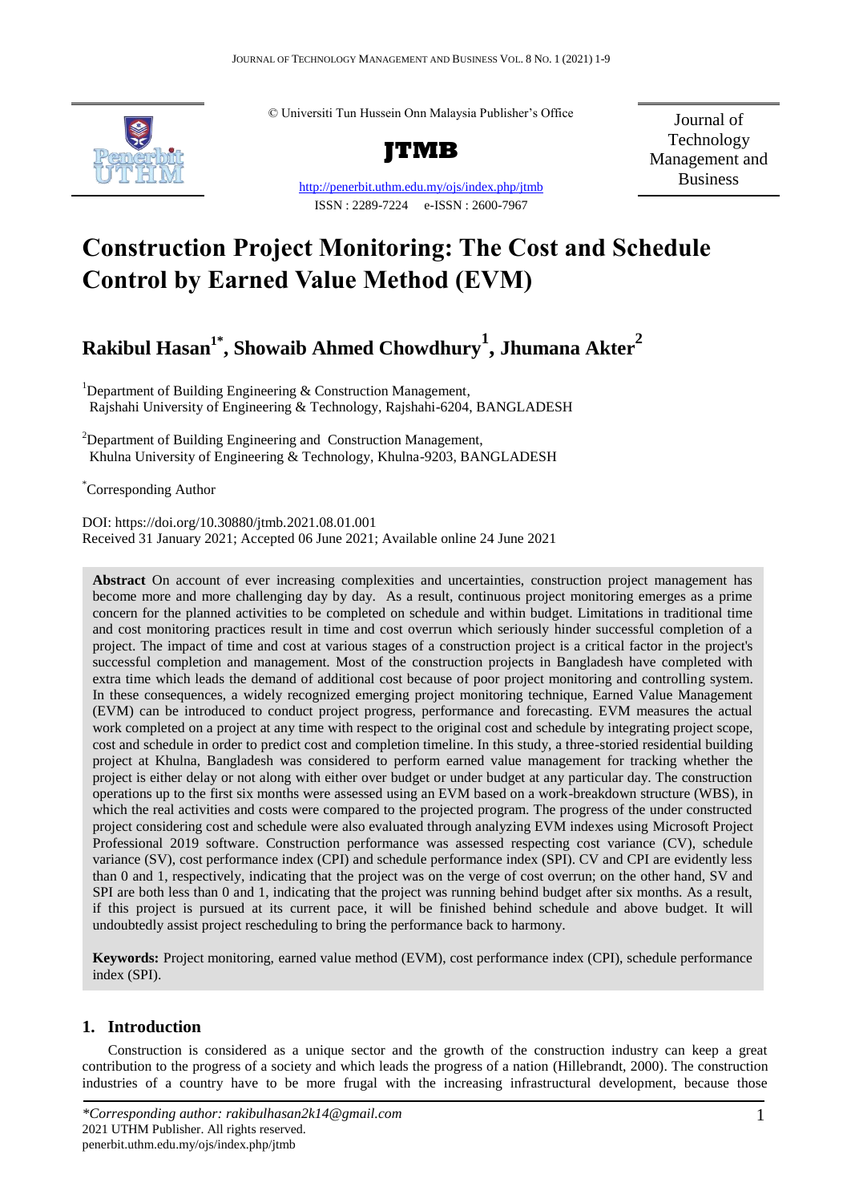© Universiti Tun Hussein Onn Malaysia Publisher's Office

**JTMB**

http://penerbit.uthm.edu.my/ojs/index.php/jtmb

ISSN : 2289-7224 e-ISSN : 2600-7967

Journal of Technology Management and Business

# Construction Project Monitoring: The Cost and Schedule Control by Earned Value Method (EVM)

**Rakibul Hasan[1*], Showaib Ahmed Chowdhury[1], Jhumana Akter[2]**

[1]Department of Building Engineering & Construction Management, Rajshahi University of Engineering & Technology, Rajshahi-6204, BANGLADESH

[2]Department of Building Engineering and Construction Management, Khulna University of Engineering & Technology, Khulna-9203, BANGLADESH

[*]Corresponding Author

DOI: https://doi.org/10.30880/jtmb.2021.08.01.001
Received 31 January 2021; Accepted 06 June 2021; Available online 24 June 2021

**Abstract** On account of ever increasing complexities and uncertainties, construction project management has become more and more challenging day by day. As a result, continuous project monitoring emerges as a prime concern for the planned activities to be completed on schedule and within budget. Limitations in traditional time and cost monitoring practices result in time and cost overrun which seriously hinder successful completion of a project. The impact of time and cost at various stages of a construction project is a critical factor in the project's successful completion and management. Most of the construction projects in Bangladesh have completed with extra time which leads the demand of additional cost because of poor project monitoring and controlling system. In these consequences, a widely recognized emerging project monitoring technique, Earned Value Management (EVM) can be introduced to conduct project progress, performance and forecasting. EVM measures the actual work completed on a project at any time with respect to the original cost and schedule by integrating project scope, cost and schedule in order to predict cost and completion timeline. In this study, a three-storied residential building project at Khulna, Bangladesh was considered to perform earned value management for tracking whether the project is either delay or not along with either over budget or under budget at any particular day. The construction operations up to the first six months were assessed using an EVM based on a work-breakdown structure (WBS), in which the real activities and costs were compared to the projected program. The progress of the under constructed project considering cost and schedule were also evaluated through analyzing EVM indexes using Microsoft Project Professional 2019 software. Construction performance was assessed respecting cost variance (CV), schedule variance (SV), cost performance index (CPI) and schedule performance index (SPI). CV and CPI are evidently less than 0 and 1, respectively, indicating that the project was on the verge of cost overrun; on the other hand, SV and SPI are both less than 0 and 1, indicating that the project was running behind budget after six months. As a result, if this project is pursued at its current pace, it will be finished behind schedule and above budget. It will undoubtedly assist project rescheduling to bring the performance back to harmony.

**Keywords:** Project monitoring, earned value method (EVM), cost performance index (CPI), schedule performance index (SPI).

## 1. Introduction

Construction is considered as a unique sector and the growth of the construction industry can keep a great contribution to the progress of a society and which leads the progress of a nation (Hillebrandt, 2000). The construction industries of a country have to be more frugal with the increasing infrastructural development, because those

*\*Corresponding author: rakibulhasan2k14@gmail.com*
2021 UTHM Publisher. All rights reserved.
penerbit.uthm.edu.my/ojs/index.php/jtmb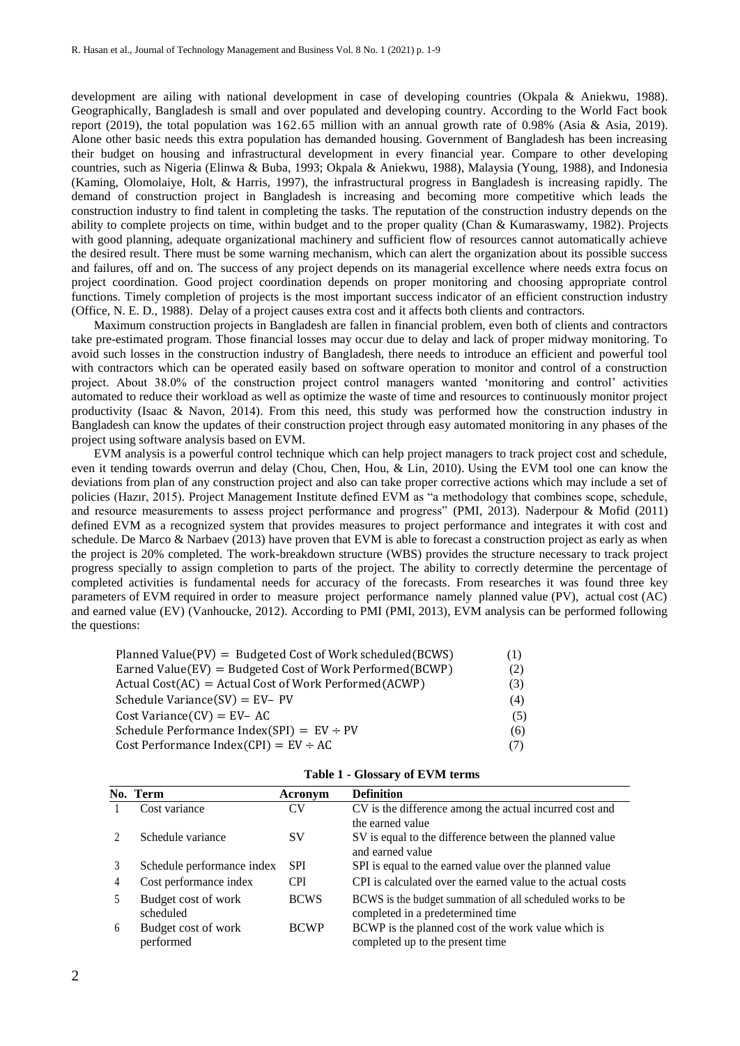development are ailing with national development in case of developing countries (Okpala & Aniekwu, 1988). Geographically, Bangladesh is small and over populated and developing country. According to the World Fact book report (2019), the total population was 162.65 million with an annual growth rate of 0.98% (Asia & Asia, 2019). Alone other basic needs this extra population has demanded housing. Government of Bangladesh has been increasing their budget on housing and infrastructural development in every financial year. Compare to other developing countries, such as Nigeria (Elinwa & Buba, 1993; Okpala & Aniekwu, 1988), Malaysia (Young, 1988), and Indonesia (Kaming, Olomolaiye, Holt, & Harris, 1997), the infrastructural progress in Bangladesh is increasing rapidly. The demand of construction project in Bangladesh is increasing and becoming more competitive which leads the construction industry to find talent in completing the tasks. The reputation of the construction industry depends on the ability to complete projects on time, within budget and to the proper quality (Chan & Kumaraswamy, 1982). Projects with good planning, adequate organizational machinery and sufficient flow of resources cannot automatically achieve the desired result. There must be some warning mechanism, which can alert the organization about its possible success and failures, off and on. The success of any project depends on its managerial excellence where needs extra focus on project coordination. Good project coordination depends on proper monitoring and choosing appropriate control functions. Timely completion of projects is the most important success indicator of an efficient construction industry (Office, N. E. D., 1988). Delay of a project causes extra cost and it affects both clients and contractors.

Maximum construction projects in Bangladesh are fallen in financial problem, even both of clients and contractors take pre-estimated program. Those financial losses may occur due to delay and lack of proper midway monitoring. To avoid such losses in the construction industry of Bangladesh, there needs to introduce an efficient and powerful tool with contractors which can be operated easily based on software operation to monitor and control of a construction project. About 38.0% of the construction project control managers wanted 'monitoring and control' activities automated to reduce their workload as well as optimize the waste of time and resources to continuously monitor project productivity (Isaac & Navon, 2014). From this need, this study was performed how the construction industry in Bangladesh can know the updates of their construction project through easy automated monitoring in any phases of the project using software analysis based on EVM.

EVM analysis is a powerful control technique which can help project managers to track project cost and schedule, even it tending towards overrun and delay (Chou, Chen, Hou, & Lin, 2010). Using the EVM tool one can know the deviations from plan of any construction project and also can take proper corrective actions which may include a set of policies (Hazır, 2015). Project Management Institute defined EVM as "a methodology that combines scope, schedule, and resource measurements to assess project performance and progress" (PMI, 2013). Naderpour & Mofid (2011) defined EVM as a recognized system that provides measures to project performance and integrates it with cost and schedule. De Marco & Narbaev (2013) have proven that EVM is able to forecast a construction project as early as when the project is 20% completed. The work-breakdown structure (WBS) provides the structure necessary to track project progress specially to assign completion to parts of the project. The ability to correctly determine the percentage of completed activities is fundamental needs for accuracy of the forecasts. From researches it was found three key parameters of EVM required in order to measure project performance namely planned value (PV), actual cost (AC) and earned value (EV) (Vanhoucke, 2012). According to PMI (PMI, 2013), EVM analysis can be performed following the questions:

$$\text{Planned Value(PV)} = \text{Budgeted Cost of Work scheduled(BCWS)} \tag{1}$$

$$\text{Earned Value(EV)} = \text{Budgeted Cost of Work Performed(BCWP)} \tag{2}$$

$$\text{Actual Cost(AC)} = \text{Actual Cost of Work Performed (ACWP)} \tag{3}$$

$$\text{Schedule Variance(SV)} = \text{EV} - \text{PV} \tag{4}$$

$$\text{Cost Variance(CV)} = \text{EV} - \text{AC} \tag{5}$$

$$\text{Schedule Performance Index(SPI)} = \text{EV} \div \text{PV} \tag{6}$$

$$\text{Cost Performance Index(CPI)} = \text{EV} \div \text{AC} \tag{7}$$

**Table 1 - Glossary of EVM terms**

| No. | Term | Acronym | Definition |
|---|---|---|---|
| 1 | Cost variance | CV | CV is the difference among the actual incurred cost and the earned value |
| 2 | Schedule variance | SV | SV is equal to the difference between the planned value and earned value |
| 3 | Schedule performance index | SPI | SPI is equal to the earned value over the planned value |
| 4 | Cost performance index | CPI | CPI is calculated over the earned value to the actual costs |
| 5 | Budget cost of work scheduled | BCWS | BCWS is the budget summation of all scheduled works to be completed in a predetermined time |
| 6 | Budget cost of work performed | BCWP | BCWP is the planned cost of the work value which is completed up to the present time |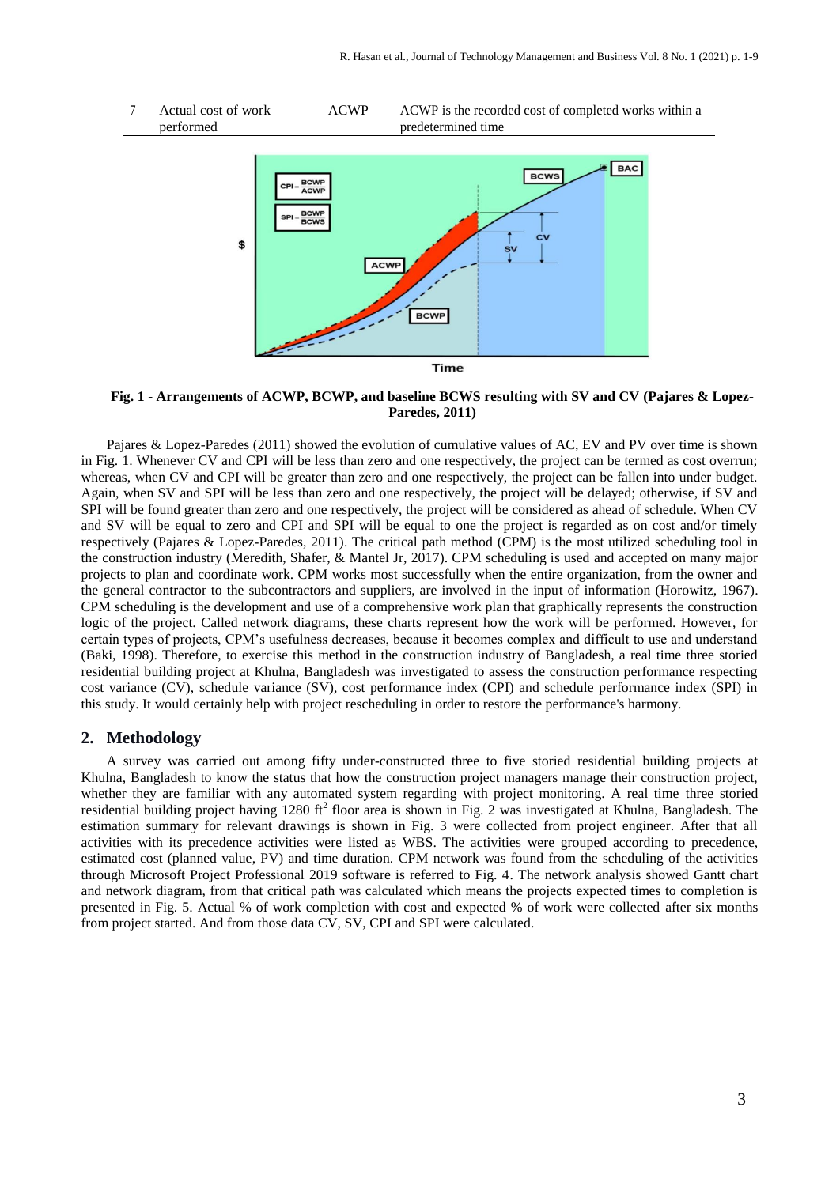| | | | |
|---|---|---|---|
| 7 | Actual cost of work performed | ACWP | ACWP is the recorded cost of completed works within a predetermined time |

CPI = BCWP / ACWP

SPI = BCWP / BCWS

BCWS

BAC

$

ACWP

CV

SV

BCWP

Time

**Fig. 1 - Arrangements of ACWP, BCWP, and baseline BCWS resulting with SV and CV (Pajares & Lopez-Paredes, 2011)**

Pajares & Lopez-Paredes (2011) showed the evolution of cumulative values of AC, EV and PV over time is shown in Fig. 1. Whenever CV and CPI will be less than zero and one respectively, the project can be termed as cost overrun; whereas, when CV and CPI will be greater than zero and one respectively, the project can be fallen into under budget. Again, when SV and SPI will be less than zero and one respectively, the project will be delayed; otherwise, if SV and SPI will be found greater than zero and one respectively, the project will be considered as ahead of schedule. When CV and SV will be equal to zero and CPI and SPI will be equal to one the project is regarded as on cost and/or timely respectively (Pajares & Lopez-Paredes, 2011). The critical path method (CPM) is the most utilized scheduling tool in the construction industry (Meredith, Shafer, & Mantel Jr, 2017). CPM scheduling is used and accepted on many major projects to plan and coordinate work. CPM works most successfully when the entire organization, from the owner and the general contractor to the subcontractors and suppliers, are involved in the input of information (Horowitz, 1967). CPM scheduling is the development and use of a comprehensive work plan that graphically represents the construction logic of the project. Called network diagrams, these charts represent how the work will be performed. However, for certain types of projects, CPM's usefulness decreases, because it becomes complex and difficult to use and understand (Baki, 1998). Therefore, to exercise this method in the construction industry of Bangladesh, a real time three storied residential building project at Khulna, Bangladesh was investigated to assess the construction performance respecting cost variance (CV), schedule variance (SV), cost performance index (CPI) and schedule performance index (SPI) in this study. It would certainly help with project rescheduling in order to restore the performance's harmony.

## 2. Methodology

A survey was carried out among fifty under-constructed three to five storied residential building projects at Khulna, Bangladesh to know the status that how the construction project managers manage their construction project, whether they are familiar with any automated system regarding with project monitoring. A real time three storied residential building project having 1280 $ft^2$ floor area is shown in Fig. 2 was investigated at Khulna, Bangladesh. The estimation summary for relevant drawings is shown in Fig. 3 were collected from project engineer. After that all activities with its precedence activities were listed as WBS. The activities were grouped according to precedence, estimated cost (planned value, PV) and time duration. CPM network was found from the scheduling of the activities through Microsoft Project Professional 2019 software is referred to Fig. 4. The network analysis showed Gantt chart and network diagram, from that critical path was calculated which means the projects expected times to completion is presented in Fig. 5. Actual % of work completion with cost and expected % of work were collected after six months from project started. And from those data CV, SV, CPI and SPI were calculated.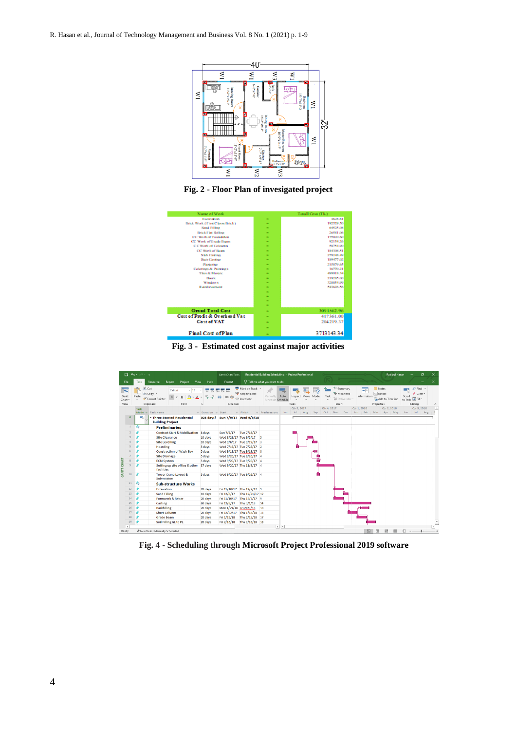Fig. 2 - Floor Plan of invesigated project

| Name of Work | | Total Cost (Tk.) |
|---|---|---|
| Excavation | = | 4628.81 |
| Brick Work (First Class Brick) | = | 192529.50 |
| Sand Filling | = | 64525.08 |
| Brick Flat Soling | = | 26581.06 |
| CC Work of Foundation | = | 175020.60 |
| CC Work of Grade Beam | = | 92154.26 |
| CC Work of Column | = | 58754.00 |
| CC Work of Beam | = | 184308.51 |
| Slab Casting | = | 279248.49 |
| Stair Casting | = | 189477.02 |
| Plastering | = | 215879.65 |
| Colourings & Paintings | = | 16770.21 |
| Tiles & Mosaic | = | 499918.34 |
| Doors | = | 219285.00 |
| Windows | = | 320854.99 |
| Reinforcement | = | 543626.56 |
| **Grand Total Cost** | = | 3091562.96 |
| **Cost of Profit & Overhead Vat** | = | 417361.00 |
| **Cost of VAT** | = | 204219.37 |
| **Final Cost of Plan** | = | 3713143.34 |

Fig. 3 - Estimated cost against major activities

Fig. 4 - Scheduling through Microsoft Project Professional 2019 software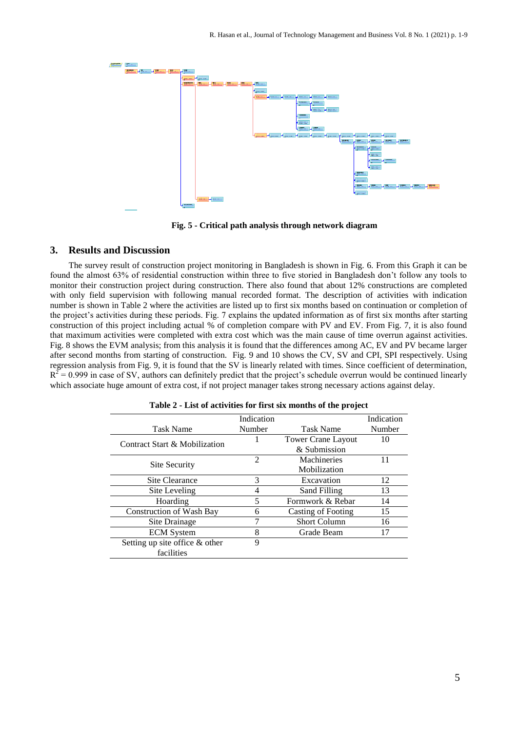Fig. 5 - Critical path analysis through network diagram

## 3. Results and Discussion

The survey result of construction project monitoring in Bangladesh is shown in Fig. 6. From this Graph it can be found the almost 63% of residential construction within three to five storied in Bangladesh don't follow any tools to monitor their construction project during construction. There also found that about 12% constructions are completed with only field supervision with following manual recorded format. The description of activities with indication number is shown in Table 2 where the activities are listed up to first six months based on continuation or completion of the project's activities during these periods. Fig. 7 explains the updated information as of first six months after starting construction of this project including actual % of completion compare with PV and EV. From Fig. 7, it is also found that maximum activities were completed with extra cost which was the main cause of time overrun against activities. Fig. 8 shows the EVM analysis; from this analysis it is found that the differences among AC, EV and PV became larger after second months from starting of construction. Fig. 9 and 10 shows the CV, SV and CPI, SPI respectively. Using regression analysis from Fig. 9, it is found that the SV is linearly related with times. Since coefficient of determination, $R^2 = 0.999$ in case of SV, authors can definitely predict that the project's schedule overrun would be continued linearly which associate huge amount of extra cost, if not project manager takes strong necessary actions against delay.

**Table 2 - List of activities for first six months of the project**

| Task Name | Indication Number | Task Name | Indication Number |
|---|---|---|---|
| Contract Start & Mobilization | 1 | Tower Crane Layout & Submission | 10 |
| Site Security | 2 | Machineries Mobilization | 11 |
| Site Clearance | 3 | Excavation | 12 |
| Site Leveling | 4 | Sand Filling | 13 |
| Hoarding | 5 | Formwork & Rebar | 14 |
| Construction of Wash Bay | 6 | Casting of Footing | 15 |
| Site Drainage | 7 | Short Column | 16 |
| ECM System | 8 | Grade Beam | 17 |
| Setting up site office & other facilities | 9 | | |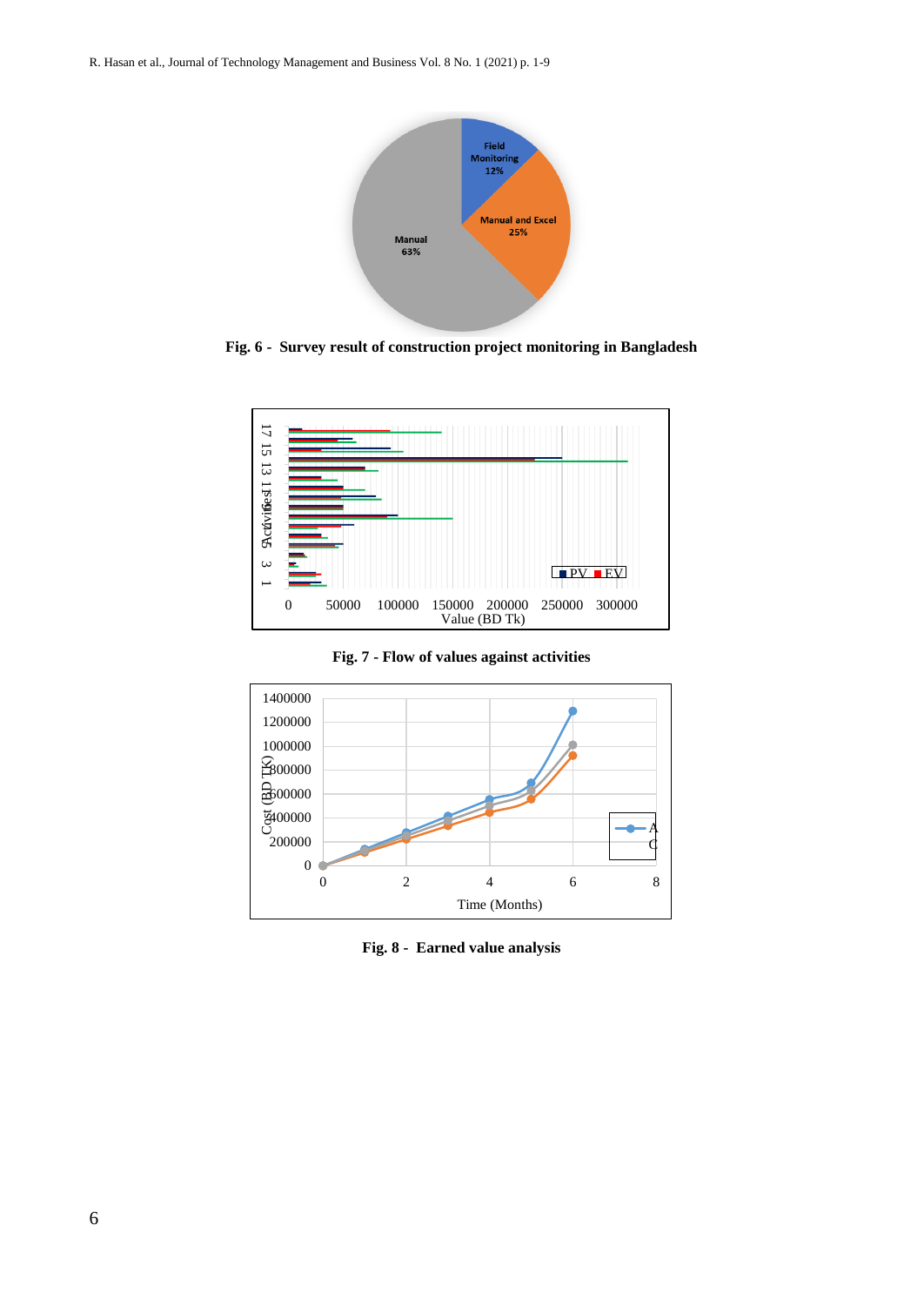Field Monitoring 12%

Manual and Excel 25%

Manual 63%

**Fig. 6 - Survey result of construction project monitoring in Bangladesh**

Activities

1 3 5 7 9 11 13 15 17

PV EV

0 50000 100000 150000 200000 250000 300000

Value (BD Tk)

**Fig. 7 - Flow of values against activities**

Cost (BD TK)

1400000 1200000 1000000 800000 600000 400000 200000 0

0 2 4 6 8

Time (Months)

A C

**Fig. 8 - Earned value analysis**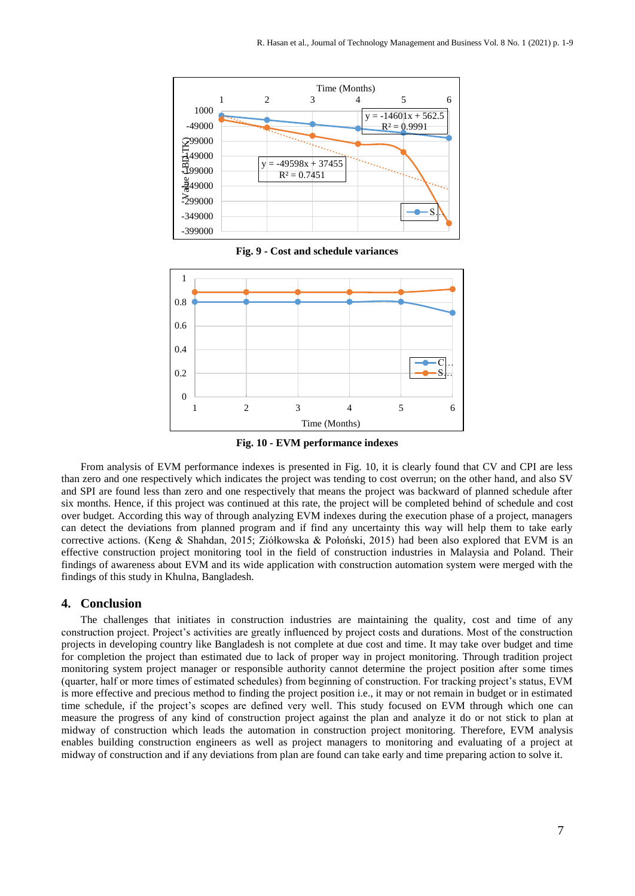Time (Months)

1 2 3 4 5 6

1000
-49000
-99000
-149000
-199000
-249000
-299000
-349000
-399000

Value (BDTK)

y = -14601x + 562.5
$R^2$ = 0.9991

y = -49598x + 37455
$R^2$ = 0.7451

S...

**Fig. 9 - Cost and schedule variances**

1
0.8
0.6
0.4
0.2
0

1 2 3 4 5 6

Time (Months)

C...
S...

**Fig. 10 - EVM performance indexes**

From analysis of EVM performance indexes is presented in Fig. 10, it is clearly found that CV and CPI are less than zero and one respectively which indicates the project was tending to cost overrun; on the other hand, and also SV and SPI are found less than zero and one respectively that means the project was backward of planned schedule after six months. Hence, if this project was continued at this rate, the project will be completed behind of schedule and cost over budget. According this way of through analyzing EVM indexes during the execution phase of a project, managers can detect the deviations from planned program and if find any uncertainty this way will help them to take early corrective actions. (Keng & Shahdan, 2015; Ziółkowska & Połoński, 2015) had been also explored that EVM is an effective construction project monitoring tool in the field of construction industries in Malaysia and Poland. Their findings of awareness about EVM and its wide application with construction automation system were merged with the findings of this study in Khulna, Bangladesh.

## 4. Conclusion

The challenges that initiates in construction industries are maintaining the quality, cost and time of any construction project. Project's activities are greatly influenced by project costs and durations. Most of the construction projects in developing country like Bangladesh is not complete at due cost and time. It may take over budget and time for completion the project than estimated due to lack of proper way in project monitoring. Through tradition project monitoring system project manager or responsible authority cannot determine the project position after some times (quarter, half or more times of estimated schedules) from beginning of construction. For tracking project's status, EVM is more effective and precious method to finding the project position i.e., it may or not remain in budget or in estimated time schedule, if the project's scopes are defined very well. This study focused on EVM through which one can measure the progress of any kind of construction project against the plan and analyze it do or not stick to plan at midway of construction which leads the automation in construction project monitoring. Therefore, EVM analysis enables building construction engineers as well as project managers to monitoring and evaluating of a project at midway of construction and if any deviations from plan are found can take early and time preparing action to solve it.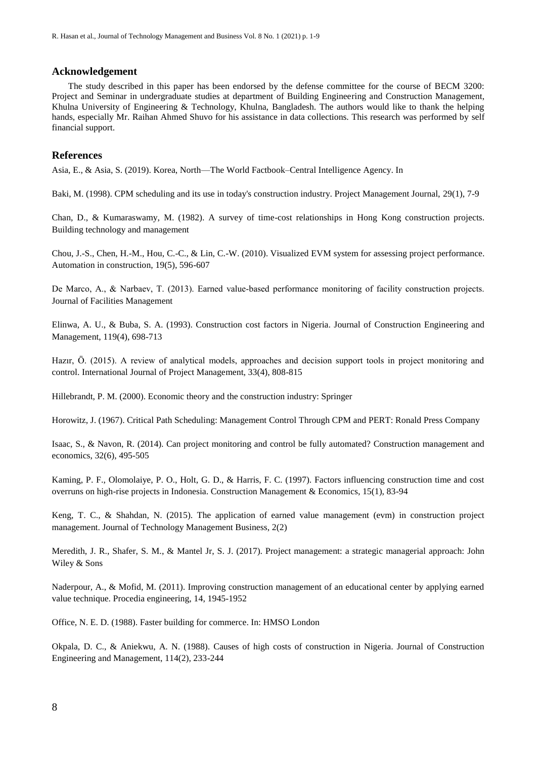## Acknowledgement

The study described in this paper has been endorsed by the defense committee for the course of BECM 3200: Project and Seminar in undergraduate studies at department of Building Engineering and Construction Management, Khulna University of Engineering & Technology, Khulna, Bangladesh. The authors would like to thank the helping hands, especially Mr. Raihan Ahmed Shuvo for his assistance in data collections. This research was performed by self financial support.

## References

Asia, E., & Asia, S. (2019). Korea, North—The World Factbook–Central Intelligence Agency. In

Baki, M. (1998). CPM scheduling and its use in today's construction industry. Project Management Journal, 29(1), 7-9

Chan, D., & Kumaraswamy, M. (1982). A survey of time-cost relationships in Hong Kong construction projects. Building technology and management

Chou, J.-S., Chen, H.-M., Hou, C.-C., & Lin, C.-W. (2010). Visualized EVM system for assessing project performance. Automation in construction, 19(5), 596-607

De Marco, A., & Narbaev, T. (2013). Earned value-based performance monitoring of facility construction projects. Journal of Facilities Management

Elinwa, A. U., & Buba, S. A. (1993). Construction cost factors in Nigeria. Journal of Construction Engineering and Management, 119(4), 698-713

Hazır, Ö. (2015). A review of analytical models, approaches and decision support tools in project monitoring and control. International Journal of Project Management, 33(4), 808-815

Hillebrandt, P. M. (2000). Economic theory and the construction industry: Springer

Horowitz, J. (1967). Critical Path Scheduling: Management Control Through CPM and PERT: Ronald Press Company

Isaac, S., & Navon, R. (2014). Can project monitoring and control be fully automated? Construction management and economics, 32(6), 495-505

Kaming, P. F., Olomolaiye, P. O., Holt, G. D., & Harris, F. C. (1997). Factors influencing construction time and cost overruns on high-rise projects in Indonesia. Construction Management & Economics, 15(1), 83-94

Keng, T. C., & Shahdan, N. (2015). The application of earned value management (evm) in construction project management. Journal of Technology Management Business, 2(2)

Meredith, J. R., Shafer, S. M., & Mantel Jr, S. J. (2017). Project management: a strategic managerial approach: John Wiley & Sons

Naderpour, A., & Mofid, M. (2011). Improving construction management of an educational center by applying earned value technique. Procedia engineering, 14, 1945-1952

Office, N. E. D. (1988). Faster building for commerce. In: HMSO London

Okpala, D. C., & Aniekwu, A. N. (1988). Causes of high costs of construction in Nigeria. Journal of Construction Engineering and Management, 114(2), 233-244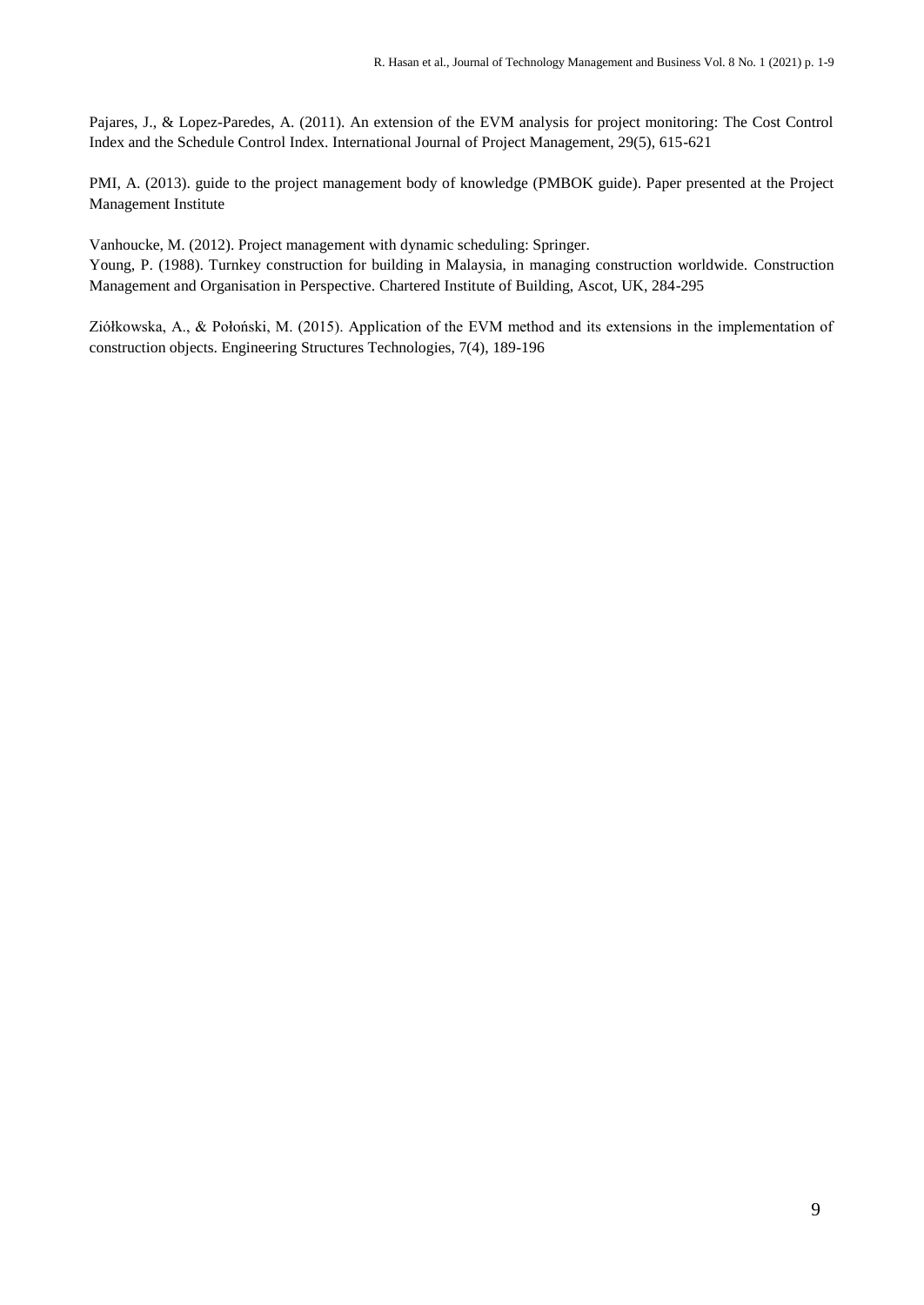Pajares, J., & Lopez-Paredes, A. (2011). An extension of the EVM analysis for project monitoring: The Cost Control Index and the Schedule Control Index. International Journal of Project Management, 29(5), 615-621

PMI, A. (2013). guide to the project management body of knowledge (PMBOK guide). Paper presented at the Project Management Institute

Vanhoucke, M. (2012). Project management with dynamic scheduling: Springer.

Young, P. (1988). Turnkey construction for building in Malaysia, in managing construction worldwide. Construction Management and Organisation in Perspective. Chartered Institute of Building, Ascot, UK, 284-295

Ziółkowska, A., & Połoński, M. (2015). Application of the EVM method and its extensions in the implementation of construction objects. Engineering Structures Technologies, 7(4), 189-196